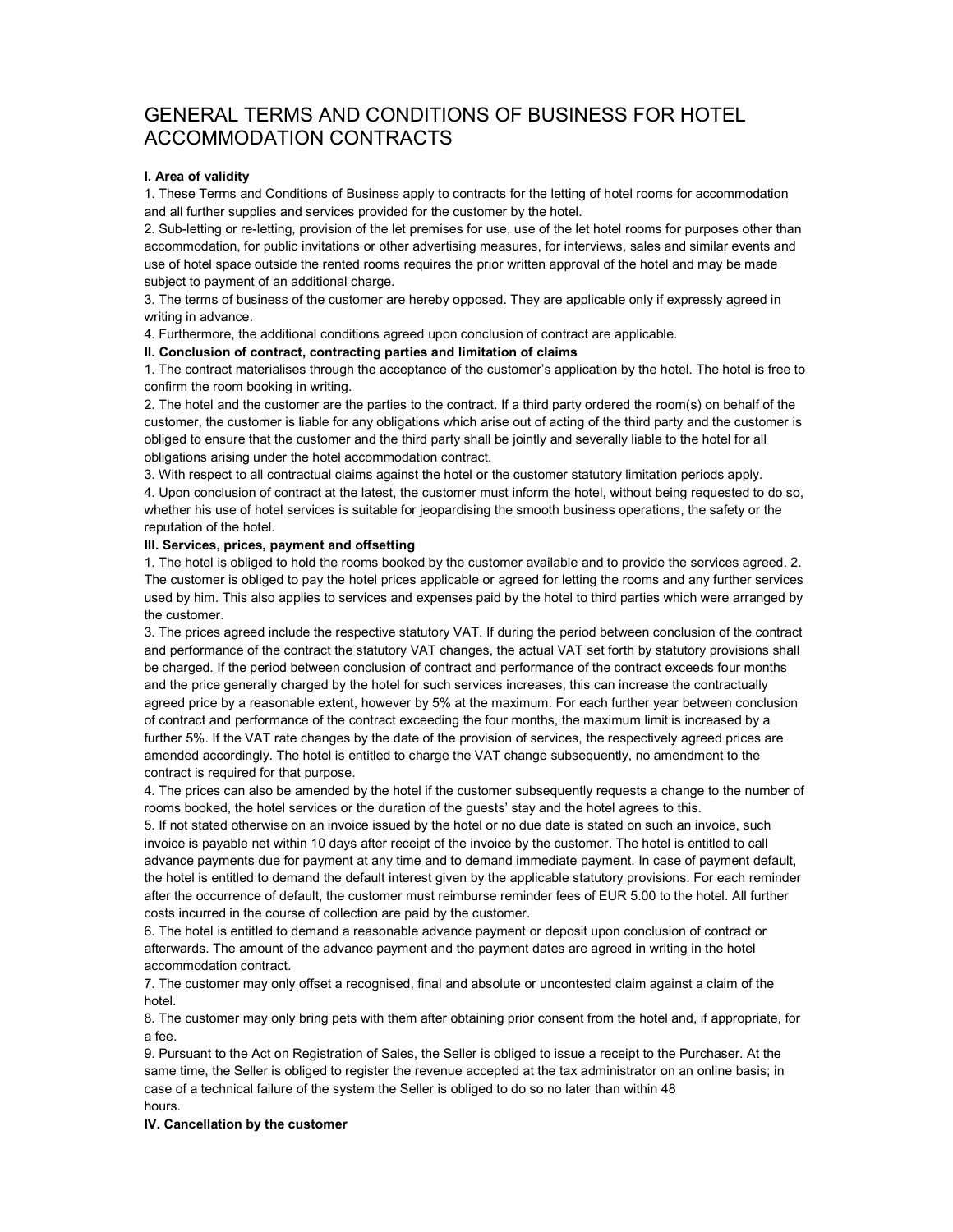# GENERAL TERMS AND CONDITIONS OF BUSINESS FOR HOTEL ACCOMMODATION CONTRACTS

**I. Area of validity**

1. These Terms and Conditions of Business apply to contracts for the letting of hotel rooms for accommodation and all further supplies and services provided for the customer by the hotel.
2. Sub-letting or re-letting, provision of the let premises for use, use of the let hotel rooms for purposes other than accommodation, for public invitations or other advertising measures, for interviews, sales and similar events and use of hotel space outside the rented rooms requires the prior written approval of the hotel and may be made subject to payment of an additional charge.
3. The terms of business of the customer are hereby opposed. They are applicable only if expressly agreed in writing in advance.
4. Furthermore, the additional conditions agreed upon conclusion of contract are applicable.

**II. Conclusion of contract, contracting parties and limitation of claims**

1. The contract materialises through the acceptance of the customer's application by the hotel. The hotel is free to confirm the room booking in writing.
2. The hotel and the customer are the parties to the contract. If a third party ordered the room(s) on behalf of the customer, the customer is liable for any obligations which arise out of acting of the third party and the customer is obliged to ensure that the customer and the third party shall be jointly and severally liable to the hotel for all obligations arising under the hotel accommodation contract.
3. With respect to all contractual claims against the hotel or the customer statutory limitation periods apply.
4. Upon conclusion of contract at the latest, the customer must inform the hotel, without being requested to do so, whether his use of hotel services is suitable for jeopardising the smooth business operations, the safety or the reputation of the hotel.

**III. Services, prices, payment and offsetting**

1. The hotel is obliged to hold the rooms booked by the customer available and to provide the services agreed.
2. The customer is obliged to pay the hotel prices applicable or agreed for letting the rooms and any further services used by him. This also applies to services and expenses paid by the hotel to third parties which were arranged by the customer.
3. The prices agreed include the respective statutory VAT. If during the period between conclusion of the contract and performance of the contract the statutory VAT changes, the actual VAT set forth by statutory provisions shall be charged. If the period between conclusion of contract and performance of the contract exceeds four months and the price generally charged by the hotel for such services increases, this can increase the contractually agreed price by a reasonable extent, however by 5% at the maximum. For each further year between conclusion of contract and performance of the contract exceeding the four months, the maximum limit is increased by a further 5%. If the VAT rate changes by the date of the provision of services, the respectively agreed prices are amended accordingly. The hotel is entitled to charge the VAT change subsequently, no amendment to the contract is required for that purpose.
4. The prices can also be amended by the hotel if the customer subsequently requests a change to the number of rooms booked, the hotel services or the duration of the guests' stay and the hotel agrees to this.
5. If not stated otherwise on an invoice issued by the hotel or no due date is stated on such an invoice, such invoice is payable net within 10 days after receipt of the invoice by the customer. The hotel is entitled to call advance payments due for payment at any time and to demand immediate payment. In case of payment default, the hotel is entitled to demand the default interest given by the applicable statutory provisions. For each reminder after the occurrence of default, the customer must reimburse reminder fees of EUR 5.00 to the hotel. All further costs incurred in the course of collection are paid by the customer.
6. The hotel is entitled to demand a reasonable advance payment or deposit upon conclusion of contract or afterwards. The amount of the advance payment and the payment dates are agreed in writing in the hotel accommodation contract.
7. The customer may only offset a recognised, final and absolute or uncontested claim against a claim of the hotel.
8. The customer may only bring pets with them after obtaining prior consent from the hotel and, if appropriate, for a fee.
9. Pursuant to the Act on Registration of Sales, the Seller is obliged to issue a receipt to the Purchaser. At the same time, the Seller is obliged to register the revenue accepted at the tax administrator on an online basis; in case of a technical failure of the system the Seller is obliged to do so no later than within 48 hours.

**IV. Cancellation by the customer**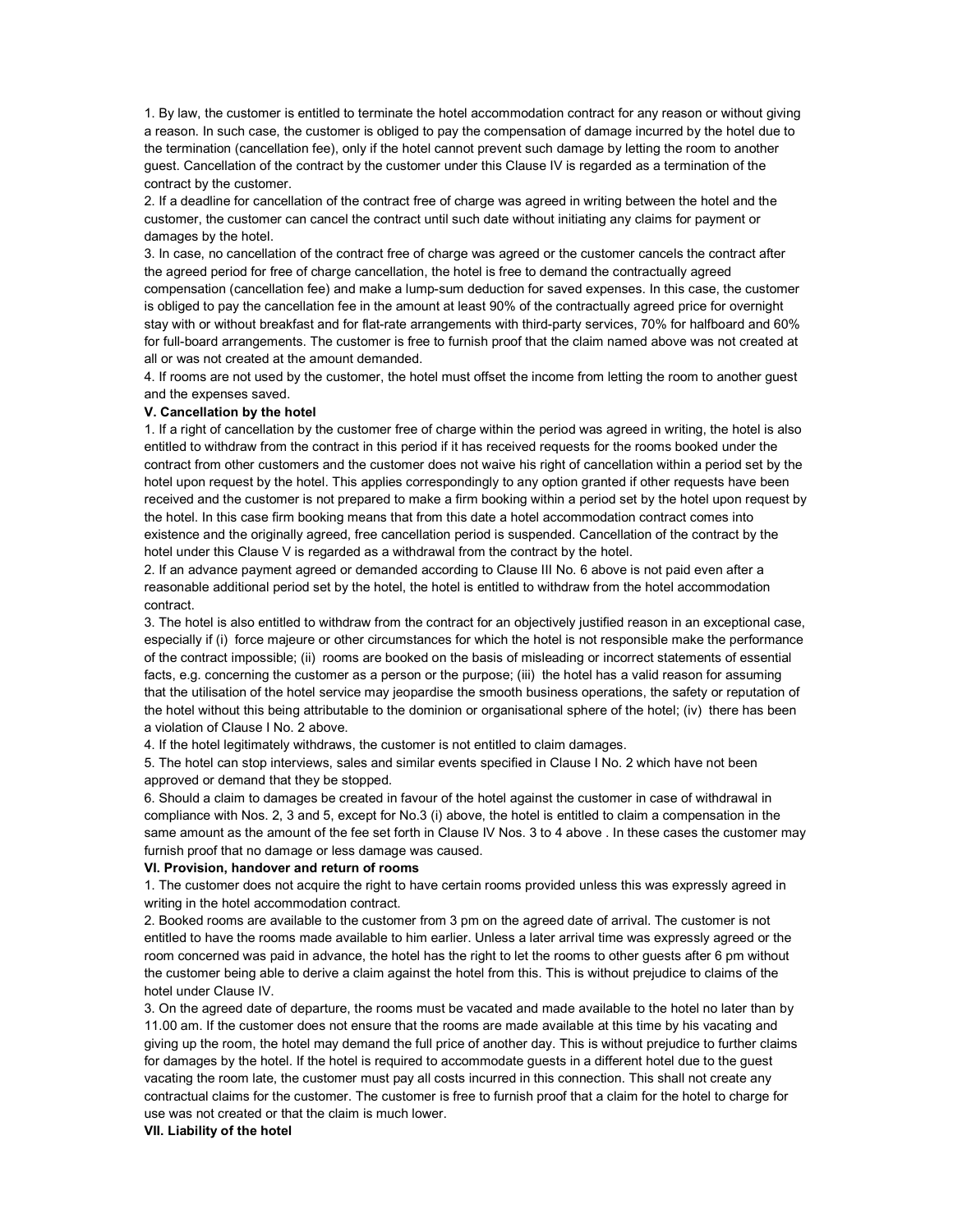1. By law, the customer is entitled to terminate the hotel accommodation contract for any reason or without giving a reason. In such case, the customer is obliged to pay the compensation of damage incurred by the hotel due to the termination (cancellation fee), only if the hotel cannot prevent such damage by letting the room to another guest. Cancellation of the contract by the customer under this Clause IV is regarded as a termination of the contract by the customer.

2. If a deadline for cancellation of the contract free of charge was agreed in writing between the hotel and the customer, the customer can cancel the contract until such date without initiating any claims for payment or damages by the hotel.

3. In case, no cancellation of the contract free of charge was agreed or the customer cancels the contract after the agreed period for free of charge cancellation, the hotel is free to demand the contractually agreed compensation (cancellation fee) and make a lump-sum deduction for saved expenses. In this case, the customer is obliged to pay the cancellation fee in the amount at least 90% of the contractually agreed price for overnight stay with or without breakfast and for flat-rate arrangements with third-party services, 70% for halfboard and 60% for full-board arrangements. The customer is free to furnish proof that the claim named above was not created at all or was not created at the amount demanded.

4. If rooms are not used by the customer, the hotel must offset the income from letting the room to another guest and the expenses saved.

**V. Cancellation by the hotel**

1. If a right of cancellation by the customer free of charge within the period was agreed in writing, the hotel is also entitled to withdraw from the contract in this period if it has received requests for the rooms booked under the contract from other customers and the customer does not waive his right of cancellation within a period set by the hotel upon request by the hotel. This applies correspondingly to any option granted if other requests have been received and the customer is not prepared to make a firm booking within a period set by the hotel upon request by the hotel. In this case firm booking means that from this date a hotel accommodation contract comes into existence and the originally agreed, free cancellation period is suspended. Cancellation of the contract by the hotel under this Clause V is regarded as a withdrawal from the contract by the hotel.

2. If an advance payment agreed or demanded according to Clause III No. 6 above is not paid even after a reasonable additional period set by the hotel, the hotel is entitled to withdraw from the hotel accommodation contract.

3. The hotel is also entitled to withdraw from the contract for an objectively justified reason in an exceptional case, especially if (i) force majeure or other circumstances for which the hotel is not responsible make the performance of the contract impossible; (ii) rooms are booked on the basis of misleading or incorrect statements of essential facts, e.g. concerning the customer as a person or the purpose; (iii) the hotel has a valid reason for assuming that the utilisation of the hotel service may jeopardise the smooth business operations, the safety or reputation of the hotel without this being attributable to the dominion or organisational sphere of the hotel; (iv) there has been a violation of Clause I No. 2 above.

4. If the hotel legitimately withdraws, the customer is not entitled to claim damages.

5. The hotel can stop interviews, sales and similar events specified in Clause I No. 2 which have not been approved or demand that they be stopped.

6. Should a claim to damages be created in favour of the hotel against the customer in case of withdrawal in compliance with Nos. 2, 3 and 5, except for No.3 (i) above, the hotel is entitled to claim a compensation in the same amount as the amount of the fee set forth in Clause IV Nos. 3 to 4 above . In these cases the customer may furnish proof that no damage or less damage was caused.

**VI. Provision, handover and return of rooms**

1. The customer does not acquire the right to have certain rooms provided unless this was expressly agreed in writing in the hotel accommodation contract.

2. Booked rooms are available to the customer from 3 pm on the agreed date of arrival. The customer is not entitled to have the rooms made available to him earlier. Unless a later arrival time was expressly agreed or the room concerned was paid in advance, the hotel has the right to let the rooms to other guests after 6 pm without the customer being able to derive a claim against the hotel from this. This is without prejudice to claims of the hotel under Clause IV.

3. On the agreed date of departure, the rooms must be vacated and made available to the hotel no later than by 11.00 am. If the customer does not ensure that the rooms are made available at this time by his vacating and giving up the room, the hotel may demand the full price of another day. This is without prejudice to further claims for damages by the hotel. If the hotel is required to accommodate guests in a different hotel due to the guest vacating the room late, the customer must pay all costs incurred in this connection. This shall not create any contractual claims for the customer. The customer is free to furnish proof that a claim for the hotel to charge for use was not created or that the claim is much lower.

**VII. Liability of the hotel**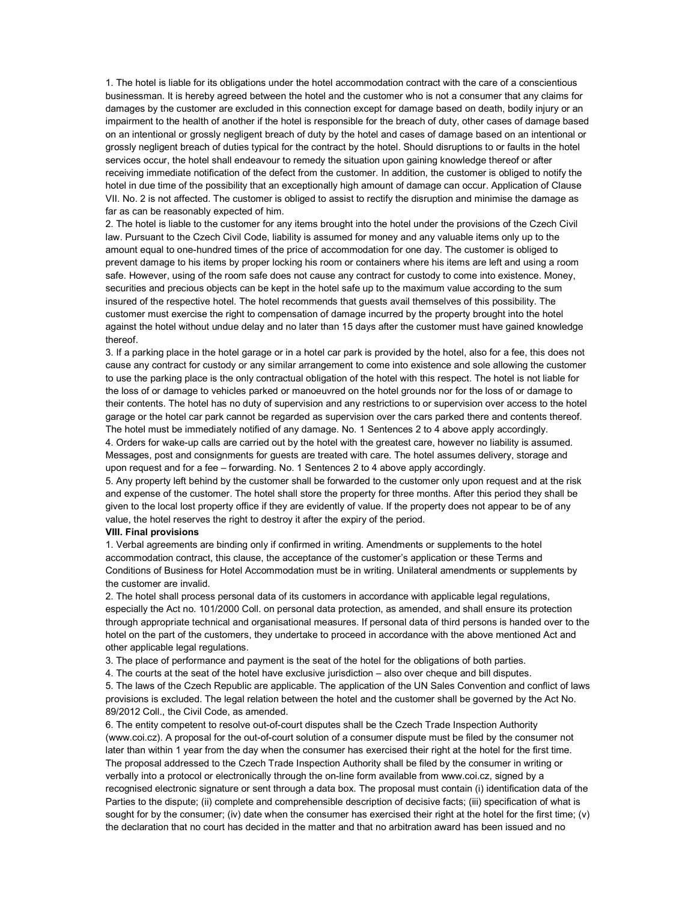1. The hotel is liable for its obligations under the hotel accommodation contract with the care of a conscientious businessman. It is hereby agreed between the hotel and the customer who is not a consumer that any claims for damages by the customer are excluded in this connection except for damage based on death, bodily injury or an impairment to the health of another if the hotel is responsible for the breach of duty, other cases of damage based on an intentional or grossly negligent breach of duty by the hotel and cases of damage based on an intentional or grossly negligent breach of duties typical for the contract by the hotel. Should disruptions to or faults in the hotel services occur, the hotel shall endeavour to remedy the situation upon gaining knowledge thereof or after receiving immediate notification of the defect from the customer. In addition, the customer is obliged to notify the hotel in due time of the possibility that an exceptionally high amount of damage can occur. Application of Clause VII. No. 2 is not affected. The customer is obliged to assist to rectify the disruption and minimise the damage as far as can be reasonably expected of him.
2. The hotel is liable to the customer for any items brought into the hotel under the provisions of the Czech Civil law. Pursuant to the Czech Civil Code, liability is assumed for money and any valuable items only up to the amount equal to one-hundred times of the price of accommodation for one day. The customer is obliged to prevent damage to his items by proper locking his room or containers where his items are left and using a room safe. However, using of the room safe does not cause any contract for custody to come into existence. Money, securities and precious objects can be kept in the hotel safe up to the maximum value according to the sum insured of the respective hotel. The hotel recommends that guests avail themselves of this possibility. The customer must exercise the right to compensation of damage incurred by the property brought into the hotel against the hotel without undue delay and no later than 15 days after the customer must have gained knowledge thereof.
3. If a parking place in the hotel garage or in a hotel car park is provided by the hotel, also for a fee, this does not cause any contract for custody or any similar arrangement to come into existence and sole allowing the customer to use the parking place is the only contractual obligation of the hotel with this respect. The hotel is not liable for the loss of or damage to vehicles parked or manoeuvred on the hotel grounds nor for the loss of or damage to their contents. The hotel has no duty of supervision and any restrictions to or supervision over access to the hotel garage or the hotel car park cannot be regarded as supervision over the cars parked there and contents thereof. The hotel must be immediately notified of any damage. No. 1 Sentences 2 to 4 above apply accordingly.
4. Orders for wake-up calls are carried out by the hotel with the greatest care, however no liability is assumed. Messages, post and consignments for guests are treated with care. The hotel assumes delivery, storage and upon request and for a fee – forwarding. No. 1 Sentences 2 to 4 above apply accordingly.
5. Any property left behind by the customer shall be forwarded to the customer only upon request and at the risk and expense of the customer. The hotel shall store the property for three months. After this period they shall be given to the local lost property office if they are evidently of value. If the property does not appear to be of any value, the hotel reserves the right to destroy it after the expiry of the period.

**VIII. Final provisions**

1. Verbal agreements are binding only if confirmed in writing. Amendments or supplements to the hotel accommodation contract, this clause, the acceptance of the customer's application or these Terms and Conditions of Business for Hotel Accommodation must be in writing. Unilateral amendments or supplements by the customer are invalid.
2. The hotel shall process personal data of its customers in accordance with applicable legal regulations, especially the Act no. 101/2000 Coll. on personal data protection, as amended, and shall ensure its protection through appropriate technical and organisational measures. If personal data of third persons is handed over to the hotel on the part of the customers, they undertake to proceed in accordance with the above mentioned Act and other applicable legal regulations.
3. The place of performance and payment is the seat of the hotel for the obligations of both parties.
4. The courts at the seat of the hotel have exclusive jurisdiction – also over cheque and bill disputes.
5. The laws of the Czech Republic are applicable. The application of the UN Sales Convention and conflict of laws provisions is excluded. The legal relation between the hotel and the customer shall be governed by the Act No. 89/2012 Coll., the Civil Code, as amended.
6. The entity competent to resolve out-of-court disputes shall be the Czech Trade Inspection Authority (www.coi.cz). A proposal for the out-of-court solution of a consumer dispute must be filed by the consumer not later than within 1 year from the day when the consumer has exercised their right at the hotel for the first time. The proposal addressed to the Czech Trade Inspection Authority shall be filed by the consumer in writing or verbally into a protocol or electronically through the on-line form available from www.coi.cz, signed by a recognised electronic signature or sent through a data box. The proposal must contain (i) identification data of the Parties to the dispute; (ii) complete and comprehensible description of decisive facts; (iii) specification of what is sought for by the consumer; (iv) date when the consumer has exercised their right at the hotel for the first time; (v) the declaration that no court has decided in the matter and that no arbitration award has been issued and no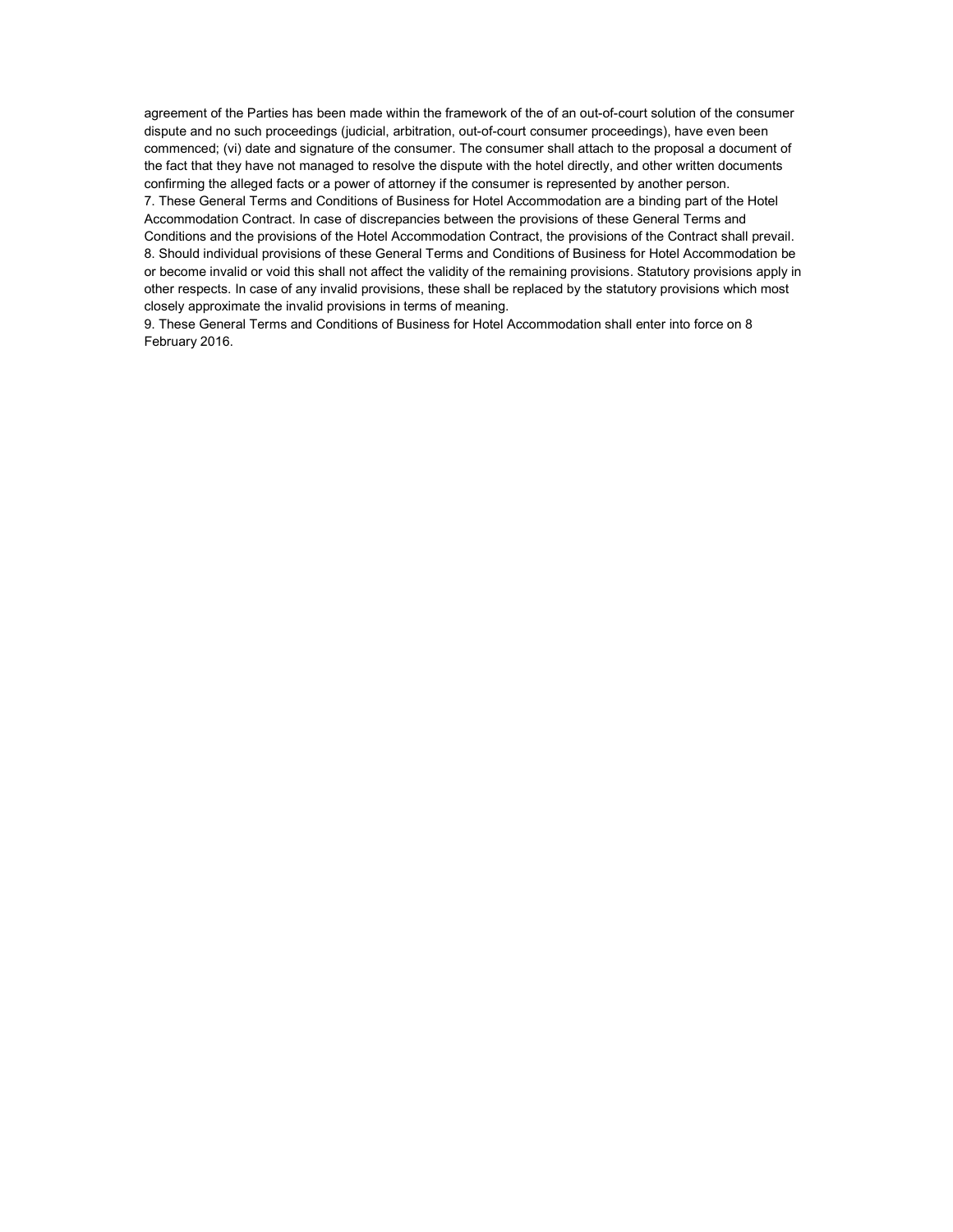agreement of the Parties has been made within the framework of the of an out-of-court solution of the consumer dispute and no such proceedings (judicial, arbitration, out-of-court consumer proceedings), have even been commenced; (vi) date and signature of the consumer. The consumer shall attach to the proposal a document of the fact that they have not managed to resolve the dispute with the hotel directly, and other written documents confirming the alleged facts or a power of attorney if the consumer is represented by another person.

7. These General Terms and Conditions of Business for Hotel Accommodation are a binding part of the Hotel Accommodation Contract. In case of discrepancies between the provisions of these General Terms and Conditions and the provisions of the Hotel Accommodation Contract, the provisions of the Contract shall prevail.

8. Should individual provisions of these General Terms and Conditions of Business for Hotel Accommodation be or become invalid or void this shall not affect the validity of the remaining provisions. Statutory provisions apply in other respects. In case of any invalid provisions, these shall be replaced by the statutory provisions which most closely approximate the invalid provisions in terms of meaning.

9. These General Terms and Conditions of Business for Hotel Accommodation shall enter into force on 8 February 2016.